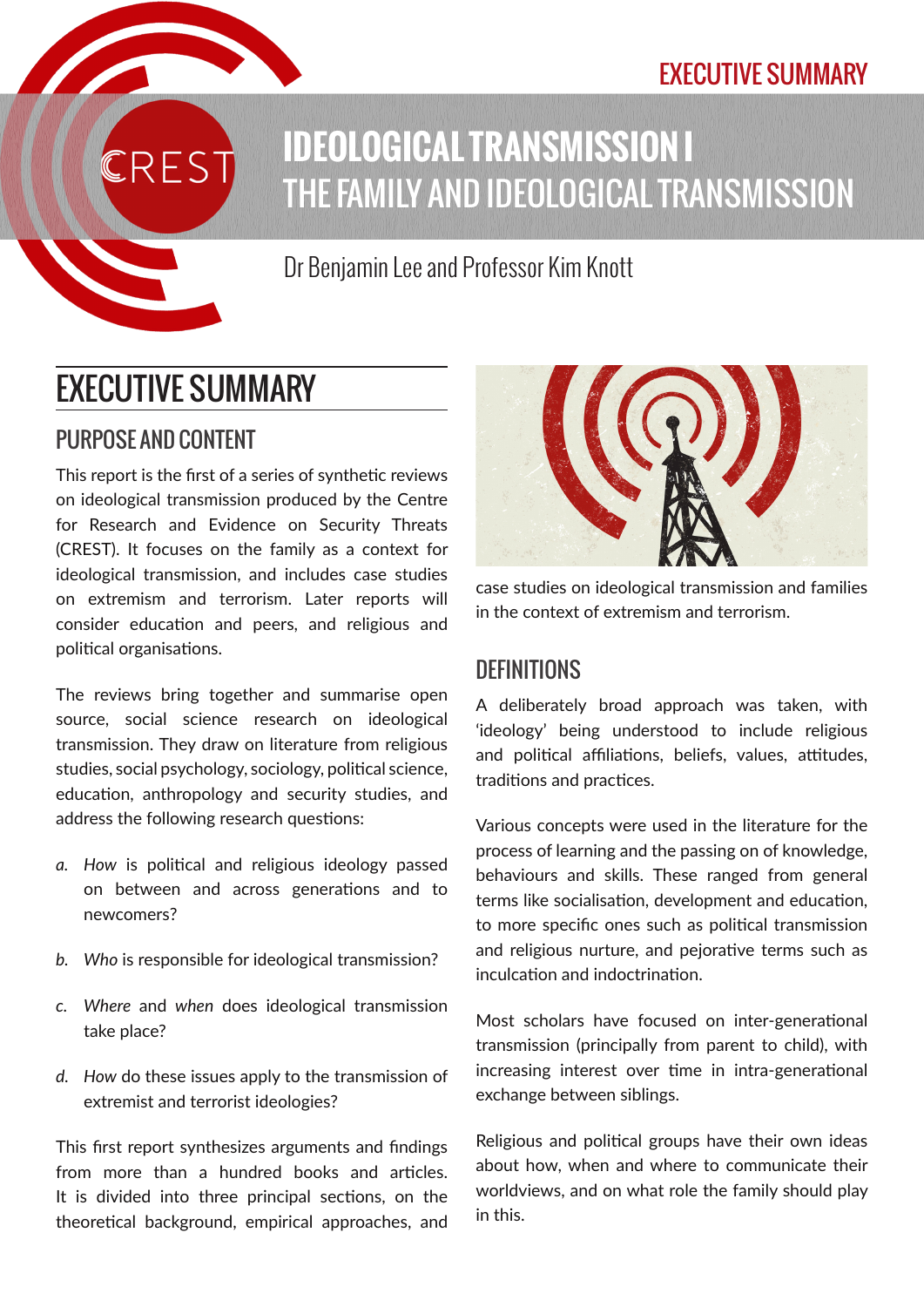EXECUTIVE SUMMARY

# IDEOLOGICAL TRANSMISSION I
# THE FAMILY AND IDEOLOGICAL TRANSMISSION

Dr Benjamin Lee and Professor Kim Knott

## EXECUTIVE SUMMARY

### PURPOSE AND CONTENT

This report is the first of a series of synthetic reviews on ideological transmission produced by the Centre for Research and Evidence on Security Threats (CREST). It focuses on the family as a context for ideological transmission, and includes case studies on extremism and terrorism. Later reports will consider education and peers, and religious and political organisations.

The reviews bring together and summarise open source, social science research on ideological transmission. They draw on literature from religious studies, social psychology, sociology, political science, education, anthropology and security studies, and address the following research questions:

a. *How* is political and religious ideology passed on between and across generations and to newcomers?

b. *Who* is responsible for ideological transmission?

c. *Where* and *when* does ideological transmission take place?

d. *How* do these issues apply to the transmission of extremist and terrorist ideologies?

This first report synthesizes arguments and findings from more than a hundred books and articles. It is divided into three principal sections, on the theoretical background, empirical approaches, and case studies on ideological transmission and families in the context of extremism and terrorism.

### DEFINITIONS

A deliberately broad approach was taken, with 'ideology' being understood to include religious and political affiliations, beliefs, values, attitudes, traditions and practices.

Various concepts were used in the literature for the process of learning and the passing on of knowledge, behaviours and skills. These ranged from general terms like socialisation, development and education, to more specific ones such as political transmission and religious nurture, and pejorative terms such as inculcation and indoctrination.

Most scholars have focused on inter-generational transmission (principally from parent to child), with increasing interest over time in intra-generational exchange between siblings.

Religious and political groups have their own ideas about how, when and where to communicate their worldviews, and on what role the family should play in this.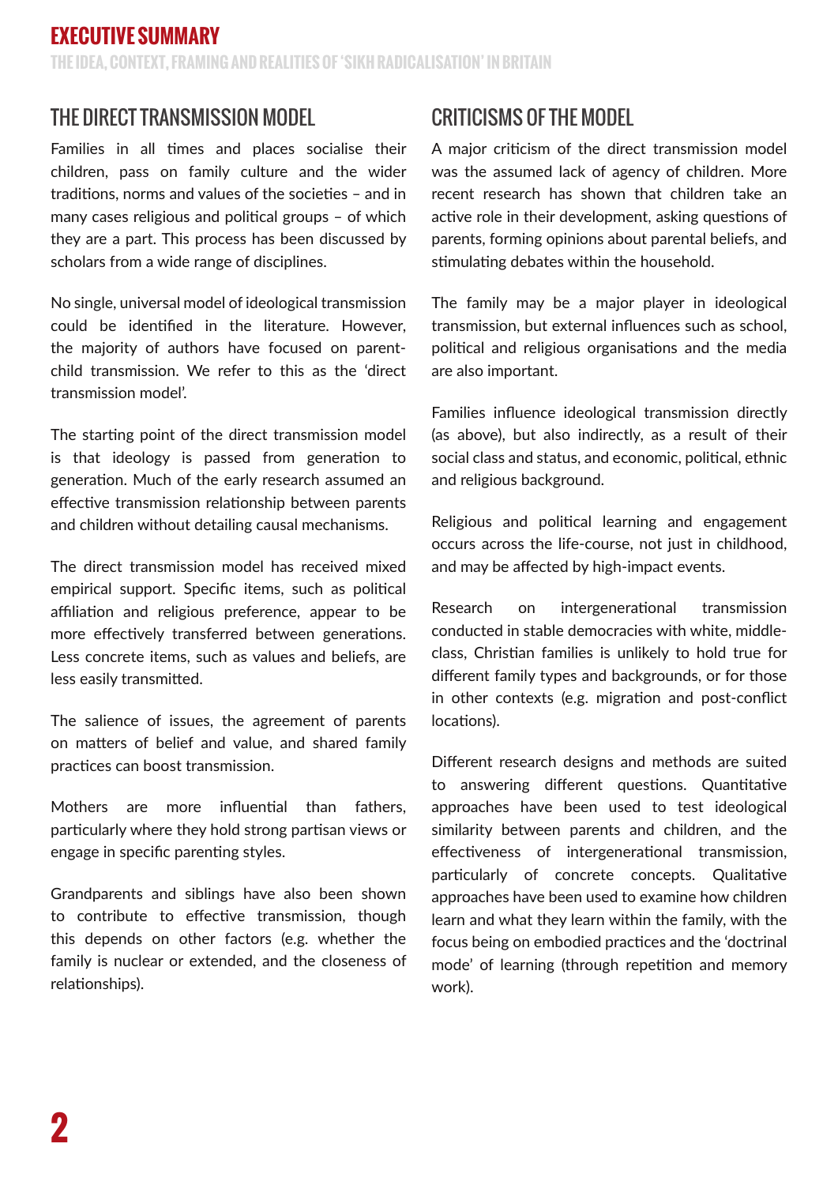## THE DIRECT TRANSMISSION MODEL

Families in all times and places socialise their children, pass on family culture and the wider traditions, norms and values of the societies – and in many cases religious and political groups – of which they are a part. This process has been discussed by scholars from a wide range of disciplines.

No single, universal model of ideological transmission could be identified in the literature. However, the majority of authors have focused on parent-child transmission. We refer to this as the 'direct transmission model'.

The starting point of the direct transmission model is that ideology is passed from generation to generation. Much of the early research assumed an effective transmission relationship between parents and children without detailing causal mechanisms.

The direct transmission model has received mixed empirical support. Specific items, such as political affiliation and religious preference, appear to be more effectively transferred between generations. Less concrete items, such as values and beliefs, are less easily transmitted.

The salience of issues, the agreement of parents on matters of belief and value, and shared family practices can boost transmission.

Mothers are more influential than fathers, particularly where they hold strong partisan views or engage in specific parenting styles.

Grandparents and siblings have also been shown to contribute to effective transmission, though this depends on other factors (e.g. whether the family is nuclear or extended, and the closeness of relationships).

## CRITICISMS OF THE MODEL

A major criticism of the direct transmission model was the assumed lack of agency of children. More recent research has shown that children take an active role in their development, asking questions of parents, forming opinions about parental beliefs, and stimulating debates within the household.

The family may be a major player in ideological transmission, but external influences such as school, political and religious organisations and the media are also important.

Families influence ideological transmission directly (as above), but also indirectly, as a result of their social class and status, and economic, political, ethnic and religious background.

Religious and political learning and engagement occurs across the life-course, not just in childhood, and may be affected by high-impact events.

Research on intergenerational transmission conducted in stable democracies with white, middle-class, Christian families is unlikely to hold true for different family types and backgrounds, or for those in other contexts (e.g. migration and post-conflict locations).

Different research designs and methods are suited to answering different questions. Quantitative approaches have been used to test ideological similarity between parents and children, and the effectiveness of intergenerational transmission, particularly of concrete concepts. Qualitative approaches have been used to examine how children learn and what they learn within the family, with the focus being on embodied practices and the 'doctrinal mode' of learning (through repetition and memory work).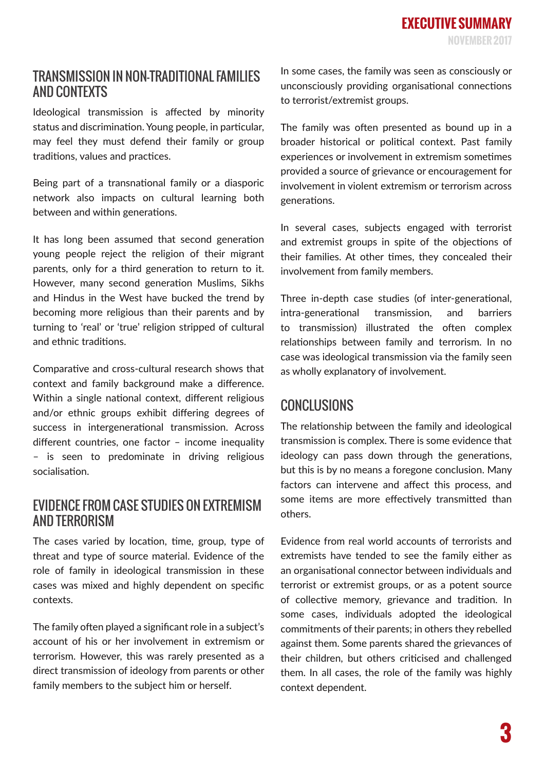## TRANSMISSION IN NON-TRADITIONAL FAMILIES AND CONTEXTS

Ideological transmission is affected by minority status and discrimination. Young people, in particular, may feel they must defend their family or group traditions, values and practices.

Being part of a transnational family or a diasporic network also impacts on cultural learning both between and within generations.

It has long been assumed that second generation young people reject the religion of their migrant parents, only for a third generation to return to it. However, many second generation Muslims, Sikhs and Hindus in the West have bucked the trend by becoming more religious than their parents and by turning to 'real' or 'true' religion stripped of cultural and ethnic traditions.

Comparative and cross-cultural research shows that context and family background make a difference. Within a single national context, different religious and/or ethnic groups exhibit differing degrees of success in intergenerational transmission. Across different countries, one factor – income inequality – is seen to predominate in driving religious socialisation.

## EVIDENCE FROM CASE STUDIES ON EXTREMISM AND TERRORISM

The cases varied by location, time, group, type of threat and type of source material. Evidence of the role of family in ideological transmission in these cases was mixed and highly dependent on specific contexts.

The family often played a significant role in a subject's account of his or her involvement in extremism or terrorism. However, this was rarely presented as a direct transmission of ideology from parents or other family members to the subject him or herself.

In some cases, the family was seen as consciously or unconsciously providing organisational connections to terrorist/extremist groups.

The family was often presented as bound up in a broader historical or political context. Past family experiences or involvement in extremism sometimes provided a source of grievance or encouragement for involvement in violent extremism or terrorism across generations.

In several cases, subjects engaged with terrorist and extremist groups in spite of the objections of their families. At other times, they concealed their involvement from family members.

Three in-depth case studies (of inter-generational, intra-generational transmission, and barriers to transmission) illustrated the often complex relationships between family and terrorism. In no case was ideological transmission via the family seen as wholly explanatory of involvement.

## CONCLUSIONS

The relationship between the family and ideological transmission is complex. There is some evidence that ideology can pass down through the generations, but this is by no means a foregone conclusion. Many factors can intervene and affect this process, and some items are more effectively transmitted than others.

Evidence from real world accounts of terrorists and extremists have tended to see the family either as an organisational connector between individuals and terrorist or extremist groups, or as a potent source of collective memory, grievance and tradition. In some cases, individuals adopted the ideological commitments of their parents; in others they rebelled against them. Some parents shared the grievances of their children, but others criticised and challenged them. In all cases, the role of the family was highly context dependent.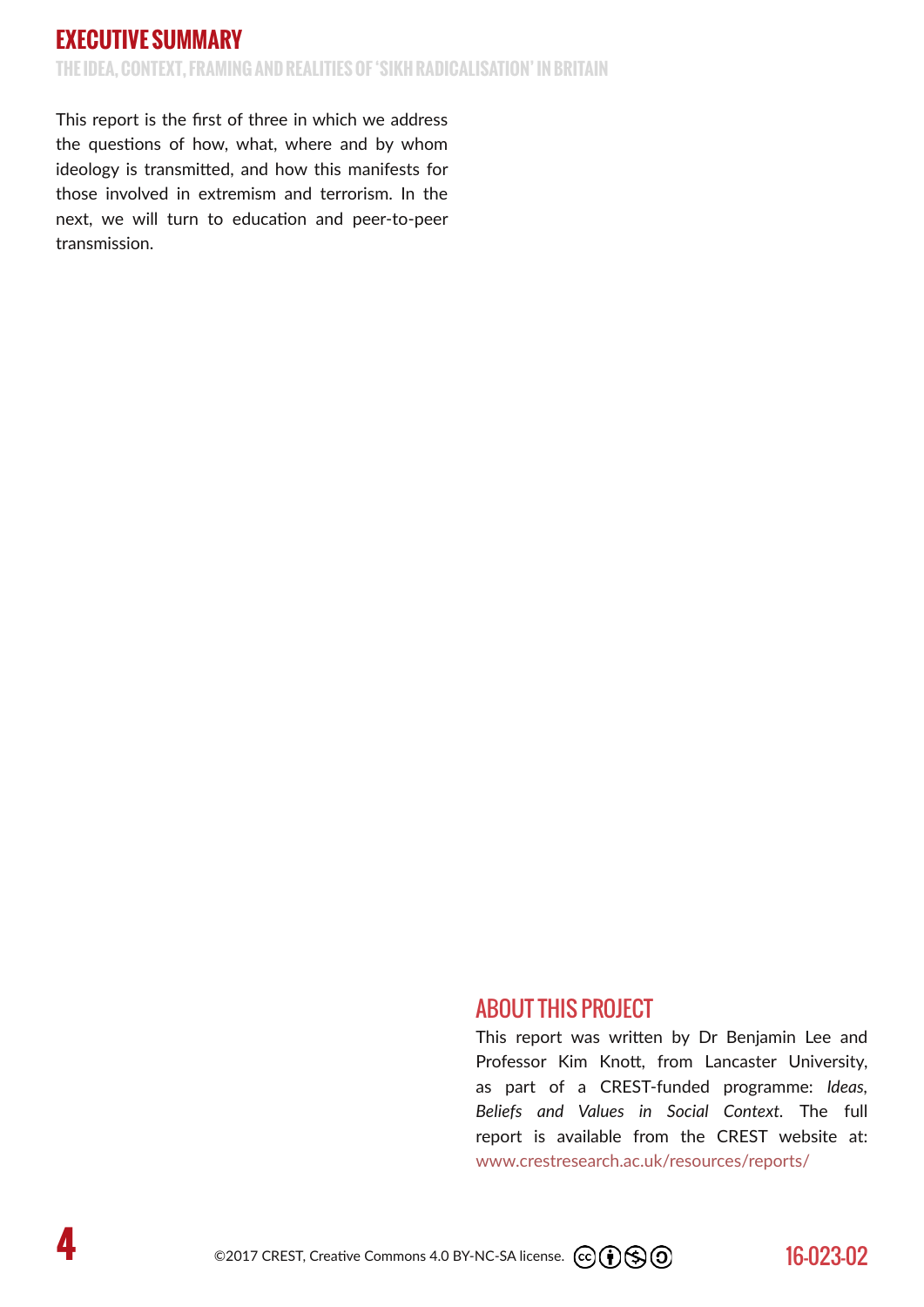# EXECUTIVE SUMMARY

## THE IDEA, CONTEXT, FRAMING AND REALITIES OF 'SIKH RADICALISATION' IN BRITAIN

This report is the first of three in which we address the questions of how, what, where and by whom ideology is transmitted, and how this manifests for those involved in extremism and terrorism. In the next, we will turn to education and peer-to-peer transmission.

## ABOUT THIS PROJECT

This report was written by Dr Benjamin Lee and Professor Kim Knott, from Lancaster University, as part of a CREST-funded programme: *Ideas, Beliefs and Values in Social Context*. The full report is available from the CREST website at: www.crestresearch.ac.uk/resources/reports/

©2017 CREST, Creative Commons 4.0 BY-NC-SA license.

16-023-02